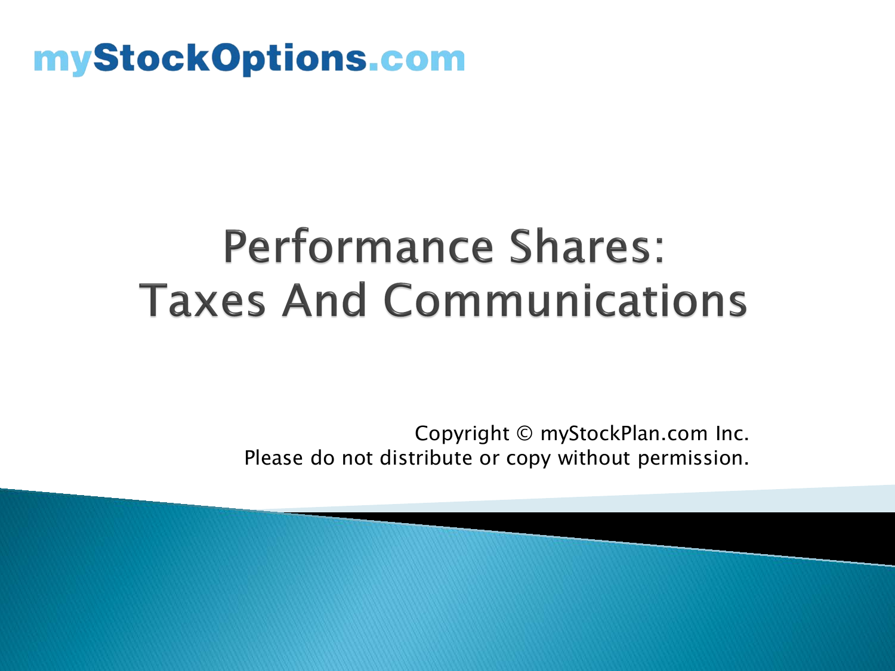myStockOptions.com

# Performance Shares: Taxes And Communications

Copyright © myStockPlan.com Inc.
Please do not distribute or copy without permission.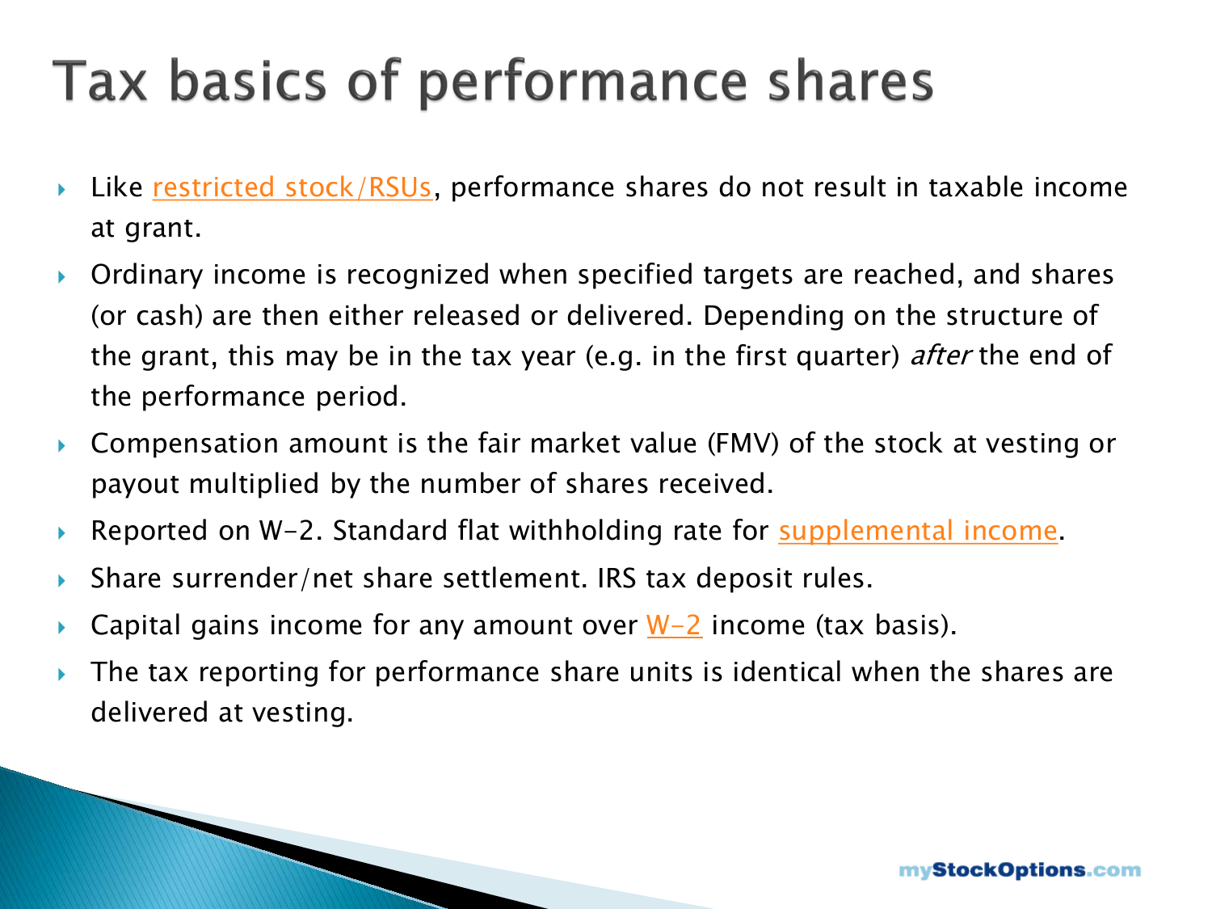# Tax basics of performance shares

- Like restricted stock/RSUs, performance shares do not result in taxable income at grant.
- Ordinary income is recognized when specified targets are reached, and shares (or cash) are then either released or delivered. Depending on the structure of the grant, this may be in the tax year (e.g. in the first quarter) *after* the end of the performance period.
- Compensation amount is the fair market value (FMV) of the stock at vesting or payout multiplied by the number of shares received.
- Reported on W-2. Standard flat withholding rate for supplemental income.
- Share surrender/net share settlement. IRS tax deposit rules.
- Capital gains income for any amount over W-2 income (tax basis).
- The tax reporting for performance share units is identical when the shares are delivered at vesting.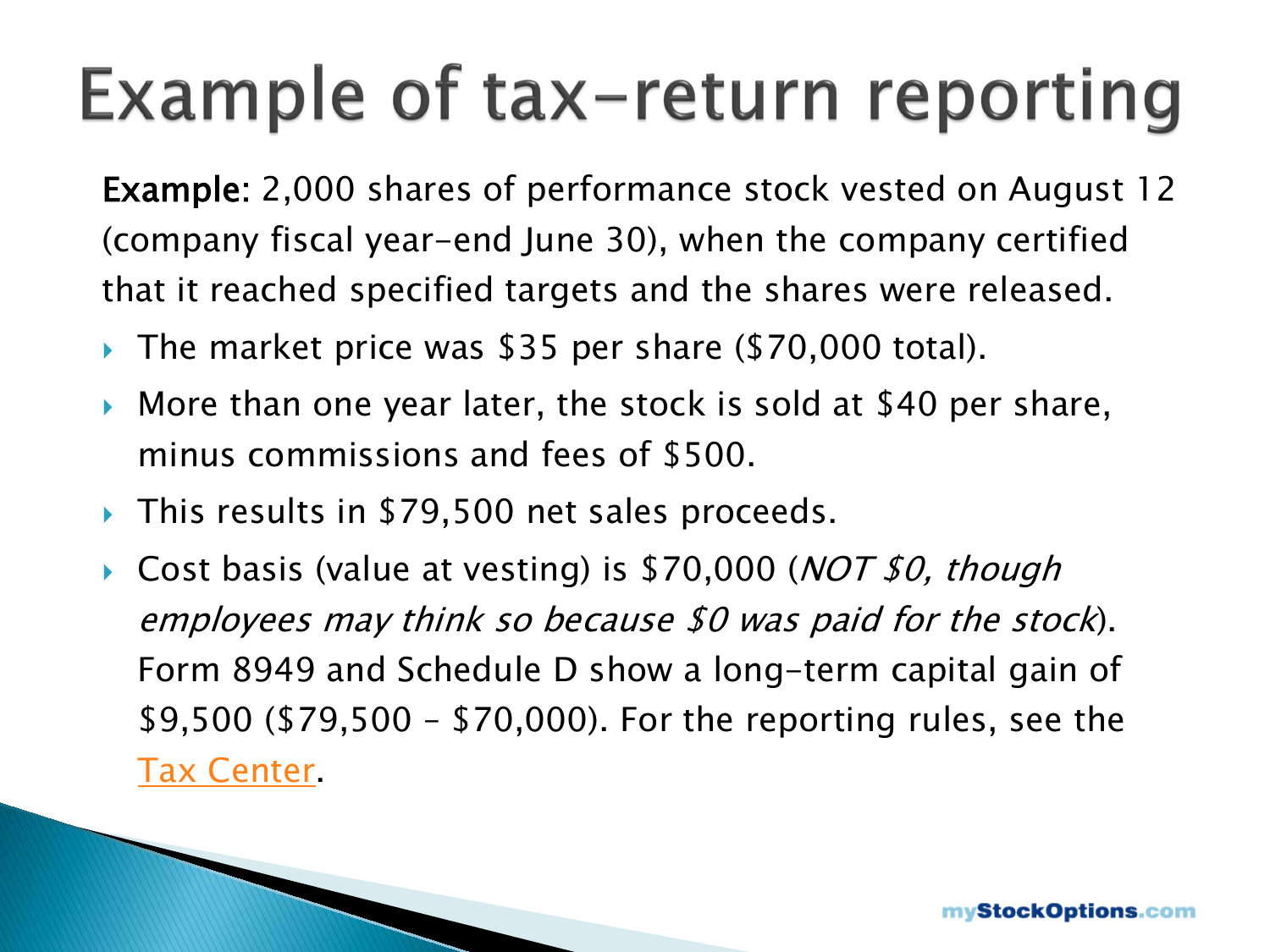# Example of tax-return reporting

**Example:** 2,000 shares of performance stock vested on August 12 (company fiscal year-end June 30), when the company certified that it reached specified targets and the shares were released.

- The market price was $35 per share ($70,000 total).
- More than one year later, the stock is sold at $40 per share, minus commissions and fees of $500.
- This results in $79,500 net sales proceeds.
- Cost basis (value at vesting) is $70,000 (*NOT $0, though employees may think so because $0 was paid for the stock*). Form 8949 and Schedule D show a long-term capital gain of $9,500 ($79,500 – $70,000). For the reporting rules, see the Tax Center.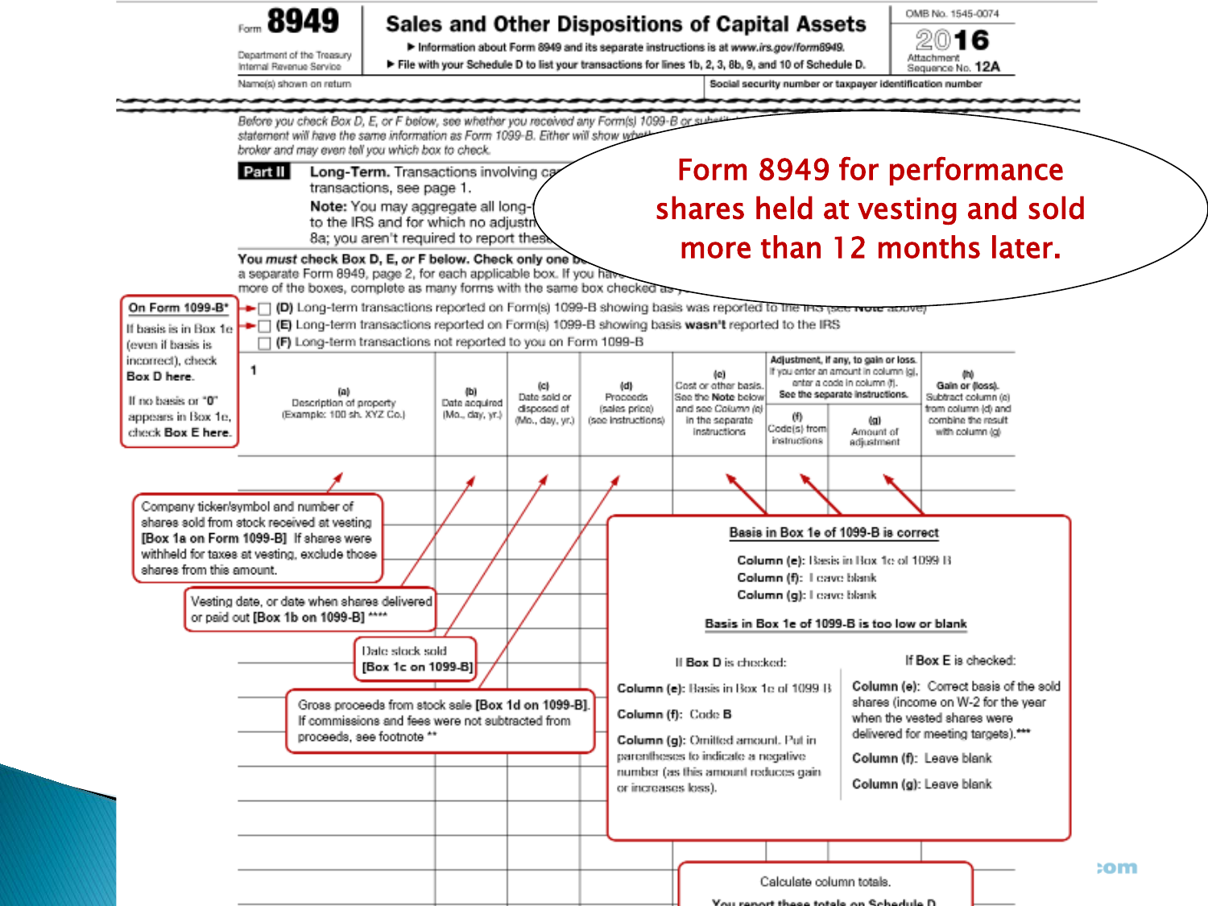Form **8949** Sales and Other Dispositions of Capital Assets

Department of the Treasury Internal Revenue Service

▶ Information about Form 8949 and its separate instructions is at www.irs.gov/form8949.

▶ File with your Schedule D to list your transactions for lines 1b, 2, 3, 8b, 9, and 10 of Schedule D.

OMB No. 1545-0074 **2016** Attachment Sequence No. **12A**

Name(s) shown on return | Social security number or taxpayer identification number

*Before you check Box D, E, or F below, see whether you received any Form(s) 1099-B or substitute statement will have the same information as Form 1099-B. Either will show whether ... broker and may even tell you which box to check.*

# Form 8949 for performance shares held at vesting and sold more than 12 months later.

**Part II** **Long-Term.** Transactions involving ca... transactions, see page 1.

**Note:** You may aggregate all long-... to the IRS and for which no adjustm... 8a; you aren't required to report these...

**You *must* check Box D, E, *or* F below. Check only one b...** a separate Form 8949, page 2, for each applicable box. If you have... more of the boxes, complete as many forms with the same box checked as y...

**On Form 1099-B\*** If basis is in Box 1e (even if basis is incorrect), check **Box D here.** If no basis or "0" appears in Box 1e, check **Box E here.**

☐ **(D)** Long-term transactions reported on Form(s) 1099-B showing basis was reported to the IRS (see **Note** above)

☐ **(E)** Long-term transactions reported on Form(s) 1099-B showing basis **wasn't** reported to the IRS

☐ **(F)** Long-term transactions not reported to you on Form 1099-B

| 1 (a) Description of property (Example: 100 sh. XYZ Co.) | (b) Date acquired (Mo., day, yr.) | (c) Date sold or disposed of (Mo., day, yr.) | (d) Proceeds (sales price) (see instructions) | (e) Cost or other basis. See the Note below and see Column (e) in the separate instructions | Adjustment, if any, to gain or loss. If you enter an amount in column (g), enter a code in column (f). See the separate instructions. (f) Code(s) from instructions | (g) Amount of adjustment | (h) Gain or (loss). Subtract column (e) from column (d) and combine the result with column (g) |
|---|---|---|---|---|---|---|---|

- **(a):** Company ticker/symbol and number of shares sold from stock received at vesting **[Box 1a on Form 1099-B]** If shares were withheld for taxes at vesting, exclude those shares from this amount.
- **(b):** Vesting date, or date when shares delivered or paid out **[Box 1b on 1099-B]** \*\*\*\*
- **(c):** Date stock sold **[Box 1c on 1099-B]**
- **(d):** Gross proceeds from stock sale **[Box 1d on 1099-B]**. If commissions and fees were not subtracted from proceeds, see footnote \*\*

**Basis in Box 1e of 1099-B is correct**

- **Column (e):** Basis in Box 1e of 1099-B
- **Column (f):** Leave blank
- **Column (g):** Leave blank

**Basis in Box 1e of 1099-B is too low or blank**

If Box D is checked:

- **Column (e):** Basis in Box 1e of 1099-B
- **Column (f):** Code B
- **Column (g):** Omitted amount. Put in parentheses to indicate a negative number (as this amount reduces gain or increases loss).

If Box E is checked:

- **Column (e):** Correct basis of the sold shares (income on W-2 for the year when the vested shares were delivered for meeting targets).\*\*\*
- **Column (f):** Leave blank
- **Column (g):** Leave blank

Calculate column totals. You report these totals on Schedule D...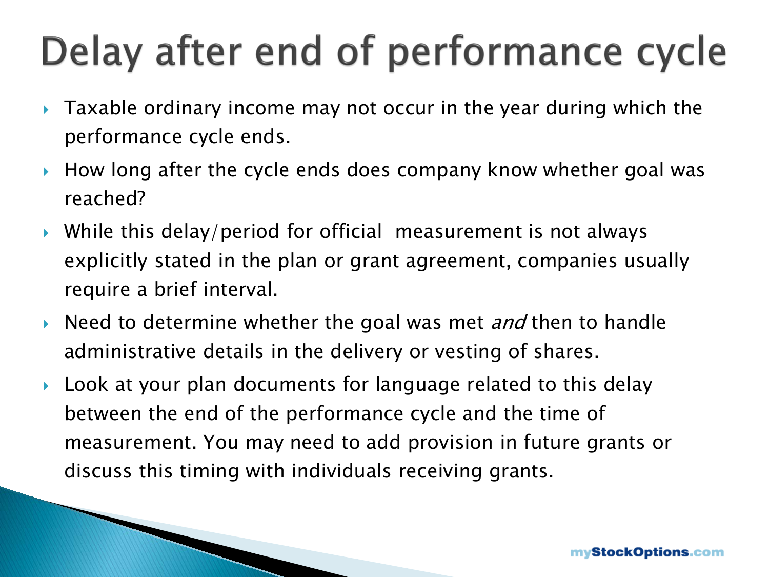# Delay after end of performance cycle

- Taxable ordinary income may not occur in the year during which the performance cycle ends.
- How long after the cycle ends does company know whether goal was reached?
- While this delay/period for official measurement is not always explicitly stated in the plan or grant agreement, companies usually require a brief interval.
- Need to determine whether the goal was met *and* then to handle administrative details in the delivery or vesting of shares.
- Look at your plan documents for language related to this delay between the end of the performance cycle and the time of measurement. You may need to add provision in future grants or discuss this timing with individuals receiving grants.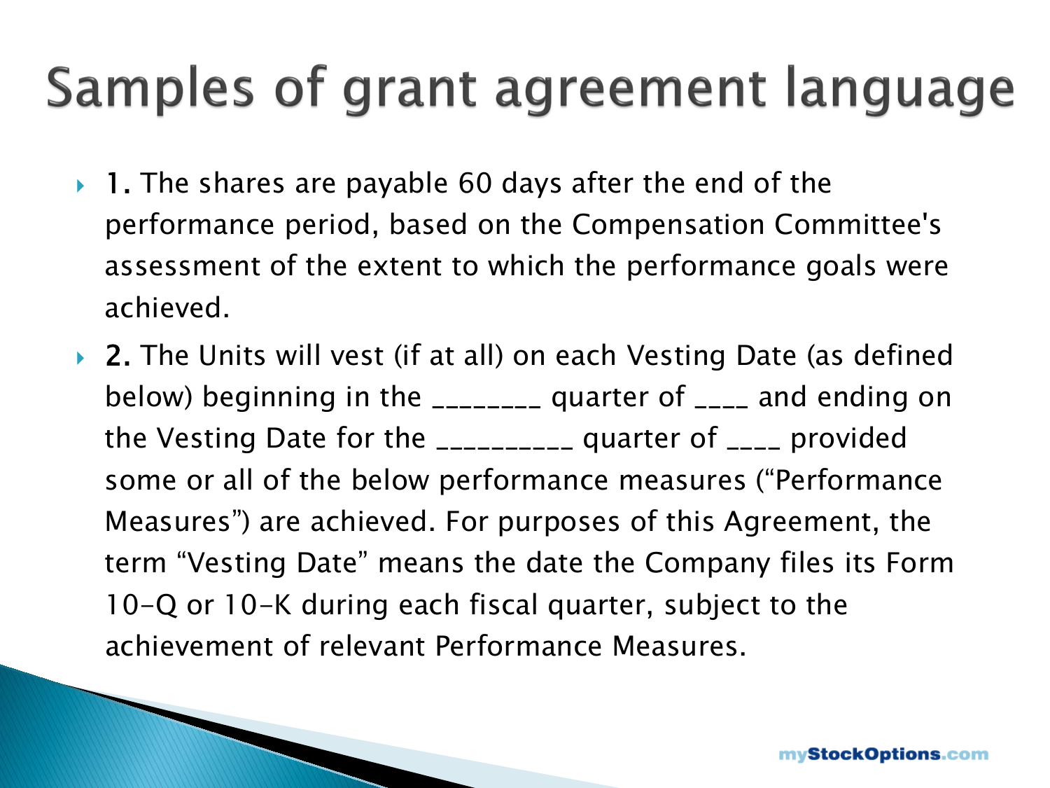# Samples of grant agreement language

- **1.** The shares are payable 60 days after the end of the performance period, based on the Compensation Committee's assessment of the extent to which the performance goals were achieved.
- **2.** The Units will vest (if at all) on each Vesting Date (as defined below) beginning in the ________ quarter of ____ and ending on the Vesting Date for the __________ quarter of ____ provided some or all of the below performance measures ("Performance Measures") are achieved. For purposes of this Agreement, the term "Vesting Date" means the date the Company files its Form 10-Q or 10-K during each fiscal quarter, subject to the achievement of relevant Performance Measures.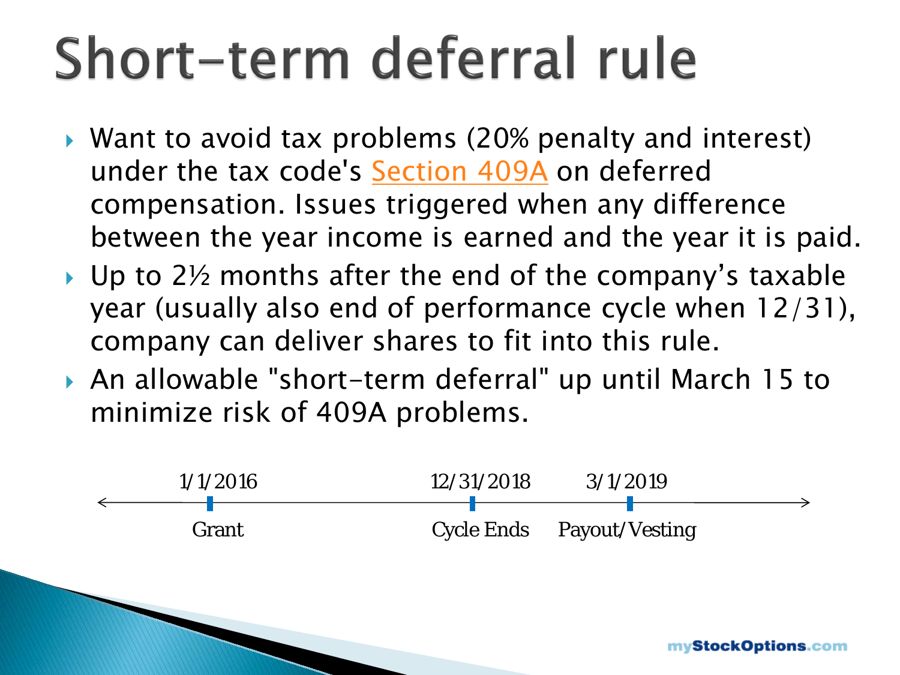# Short-term deferral rule

- Want to avoid tax problems (20% penalty and interest) under the tax code's Section 409A on deferred compensation. Issues triggered when any difference between the year income is earned and the year it is paid.
- Up to 2½ months after the end of the company's taxable year (usually also end of performance cycle when 12/31), company can deliver shares to fit into this rule.
- An allowable "short-term deferral" up until March 15 to minimize risk of 409A problems.

| 1/1/2016 | 12/31/2018 | 3/1/2019 |
|---|---|---|
| Grant | Cycle Ends | Payout/Vesting |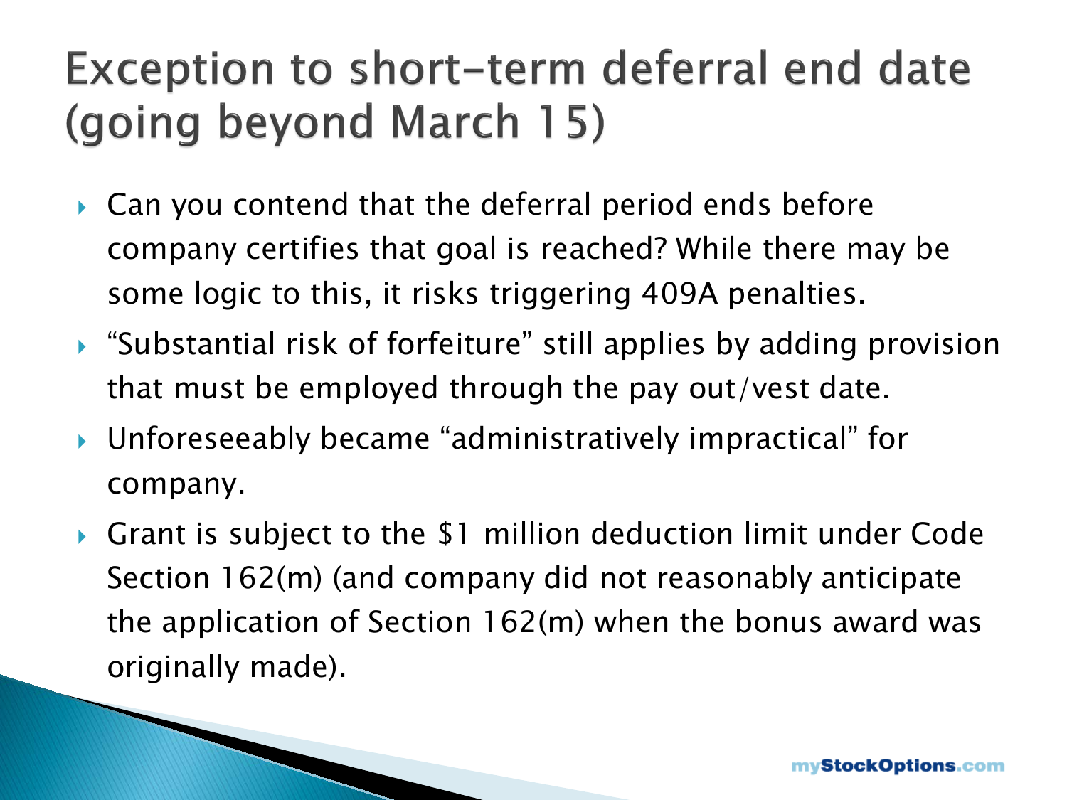# Exception to short-term deferral end date (going beyond March 15)

- Can you contend that the deferral period ends before company certifies that goal is reached? While there may be some logic to this, it risks triggering 409A penalties.
- "Substantial risk of forfeiture" still applies by adding provision that must be employed through the pay out/vest date.
- Unforeseeably became "administratively impractical" for company.
- Grant is subject to the $1 million deduction limit under Code Section 162(m) (and company did not reasonably anticipate the application of Section 162(m) when the bonus award was originally made).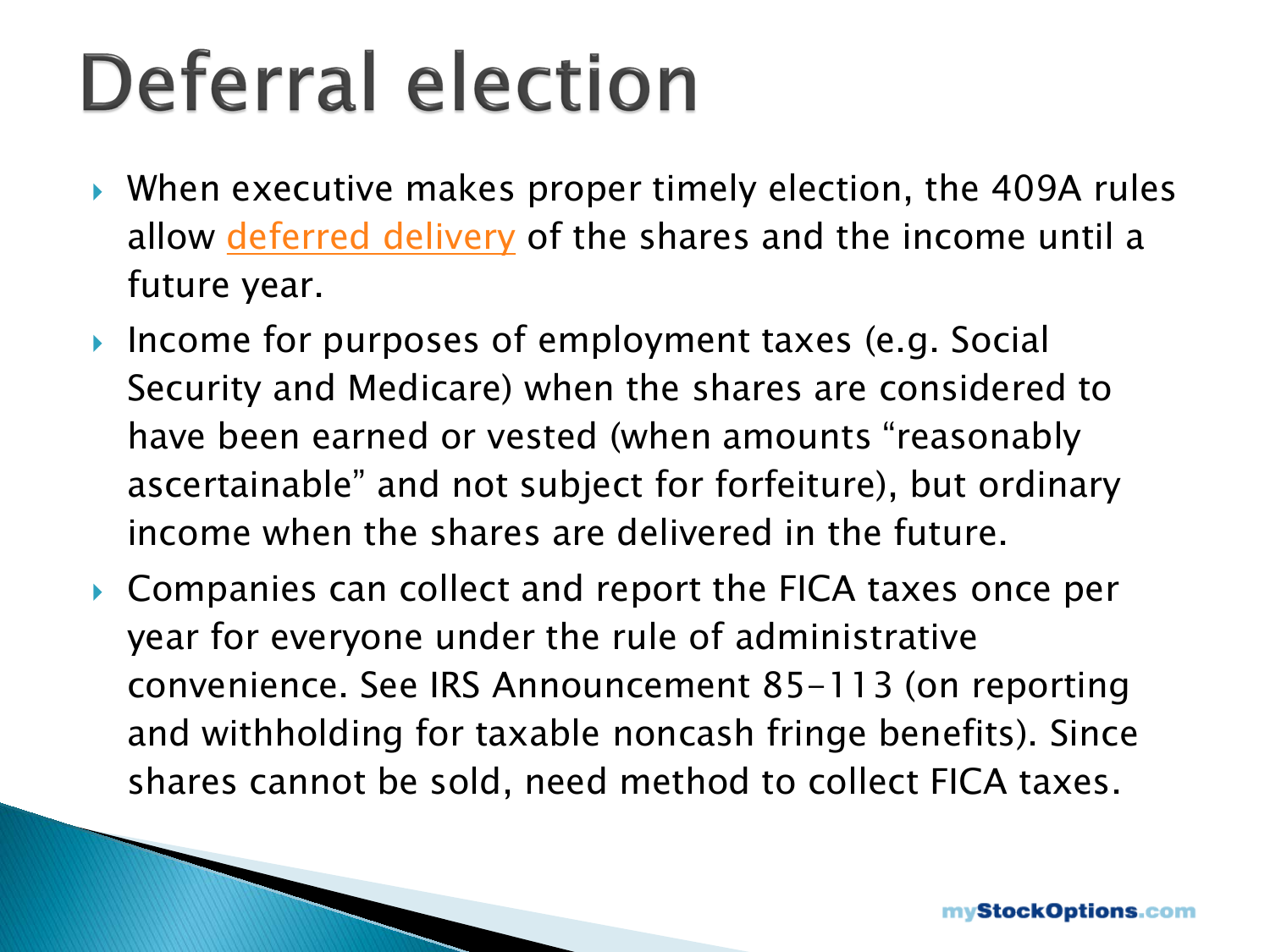# Deferral election

- When executive makes proper timely election, the 409A rules allow deferred delivery of the shares and the income until a future year.
- Income for purposes of employment taxes (e.g. Social Security and Medicare) when the shares are considered to have been earned or vested (when amounts "reasonably ascertainable" and not subject for forfeiture), but ordinary income when the shares are delivered in the future.
- Companies can collect and report the FICA taxes once per year for everyone under the rule of administrative convenience. See IRS Announcement 85-113 (on reporting and withholding for taxable noncash fringe benefits). Since shares cannot be sold, need method to collect FICA taxes.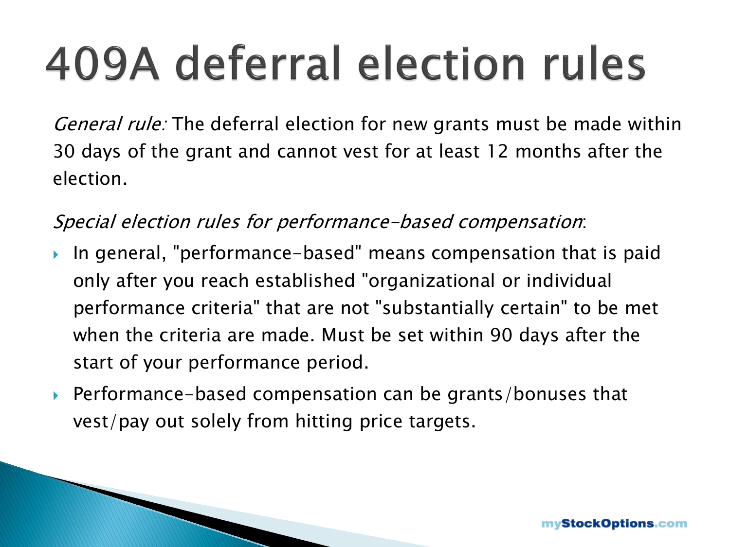# 409A deferral election rules

*General rule:* The deferral election for new grants must be made within 30 days of the grant and cannot vest for at least 12 months after the election.

*Special election rules for performance-based compensation*:

- In general, "performance-based" means compensation that is paid only after you reach established "organizational or individual performance criteria" that are not "substantially certain" to be met when the criteria are made. Must be set within 90 days after the start of your performance period.
- Performance-based compensation can be grants/bonuses that vest/pay out solely from hitting price targets.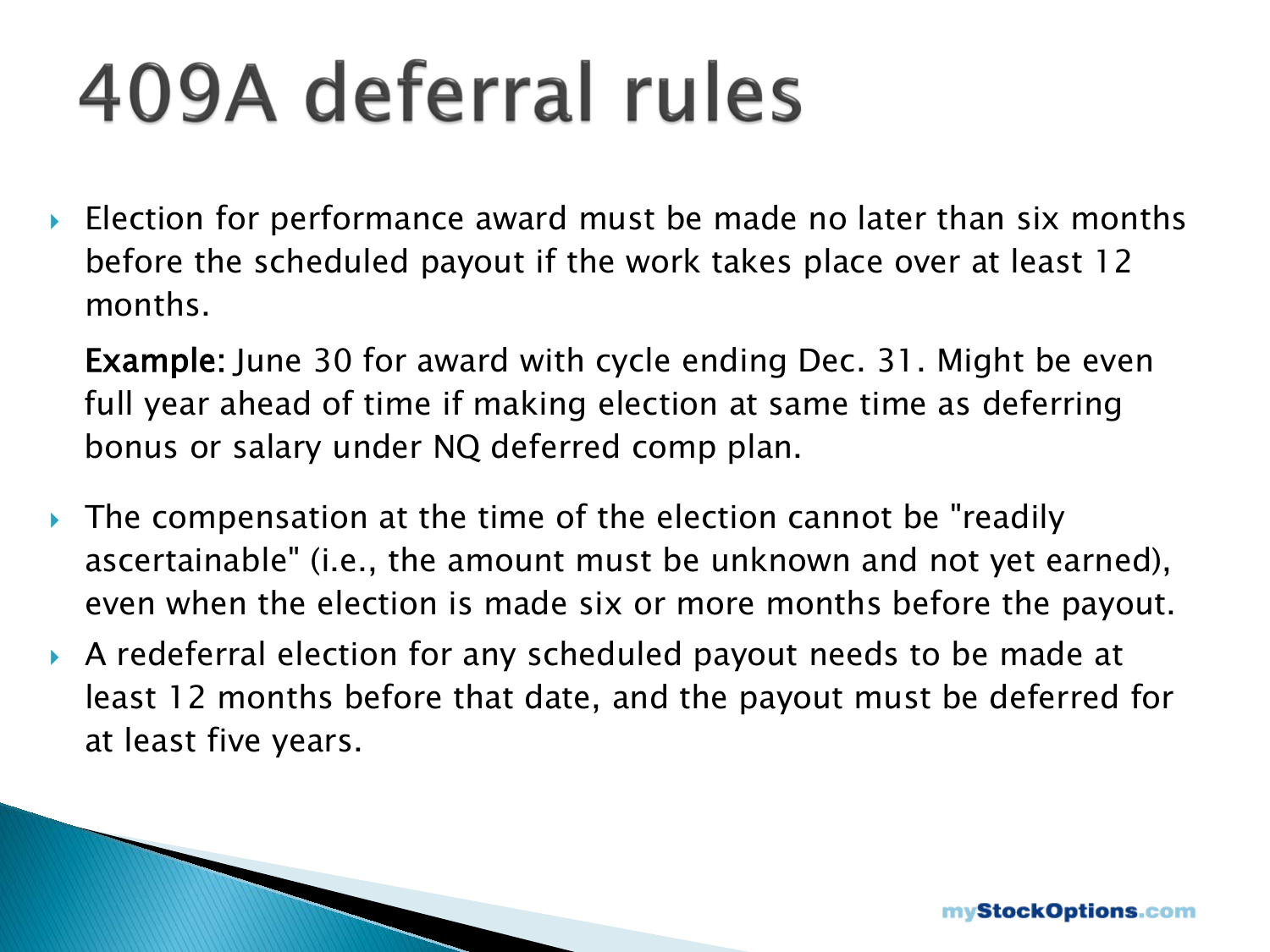# 409A deferral rules

- Election for performance award must be made no later than six months before the scheduled payout if the work takes place over at least 12 months.

  **Example:** June 30 for award with cycle ending Dec. 31. Might be even full year ahead of time if making election at same time as deferring bonus or salary under NQ deferred comp plan.

- The compensation at the time of the election cannot be "readily ascertainable" (i.e., the amount must be unknown and not yet earned), even when the election is made six or more months before the payout.
- A redeferral election for any scheduled payout needs to be made at least 12 months before that date, and the payout must be deferred for at least five years.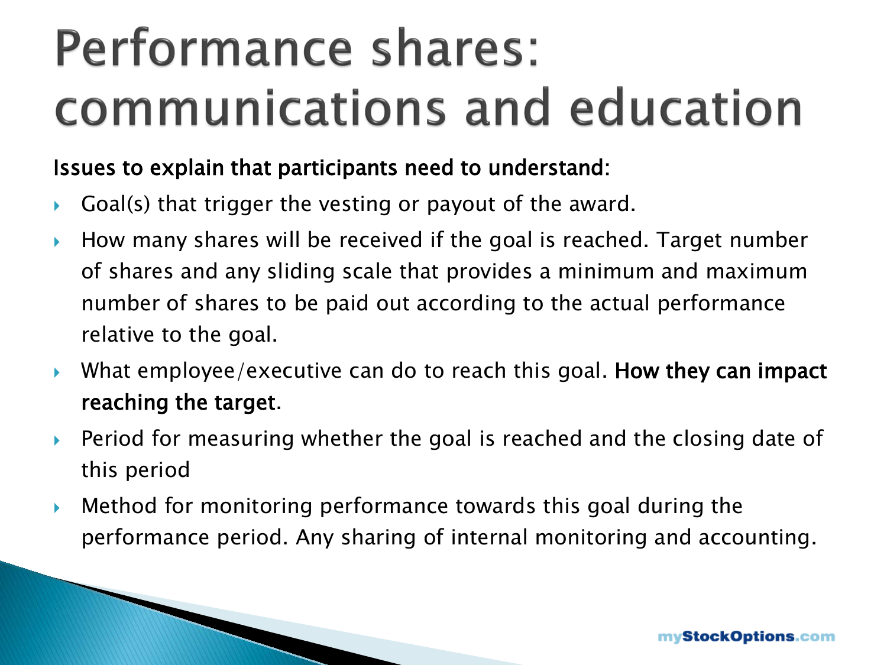# Performance shares: communications and education

**Issues to explain that participants need to understand**:

- Goal(s) that trigger the vesting or payout of the award.
- How many shares will be received if the goal is reached. Target number of shares and any sliding scale that provides a minimum and maximum number of shares to be paid out according to the actual performance relative to the goal.
- What employee/executive can do to reach this goal. **How they can impact reaching the target**.
- Period for measuring whether the goal is reached and the closing date of this period
- Method for monitoring performance towards this goal during the performance period. Any sharing of internal monitoring and accounting.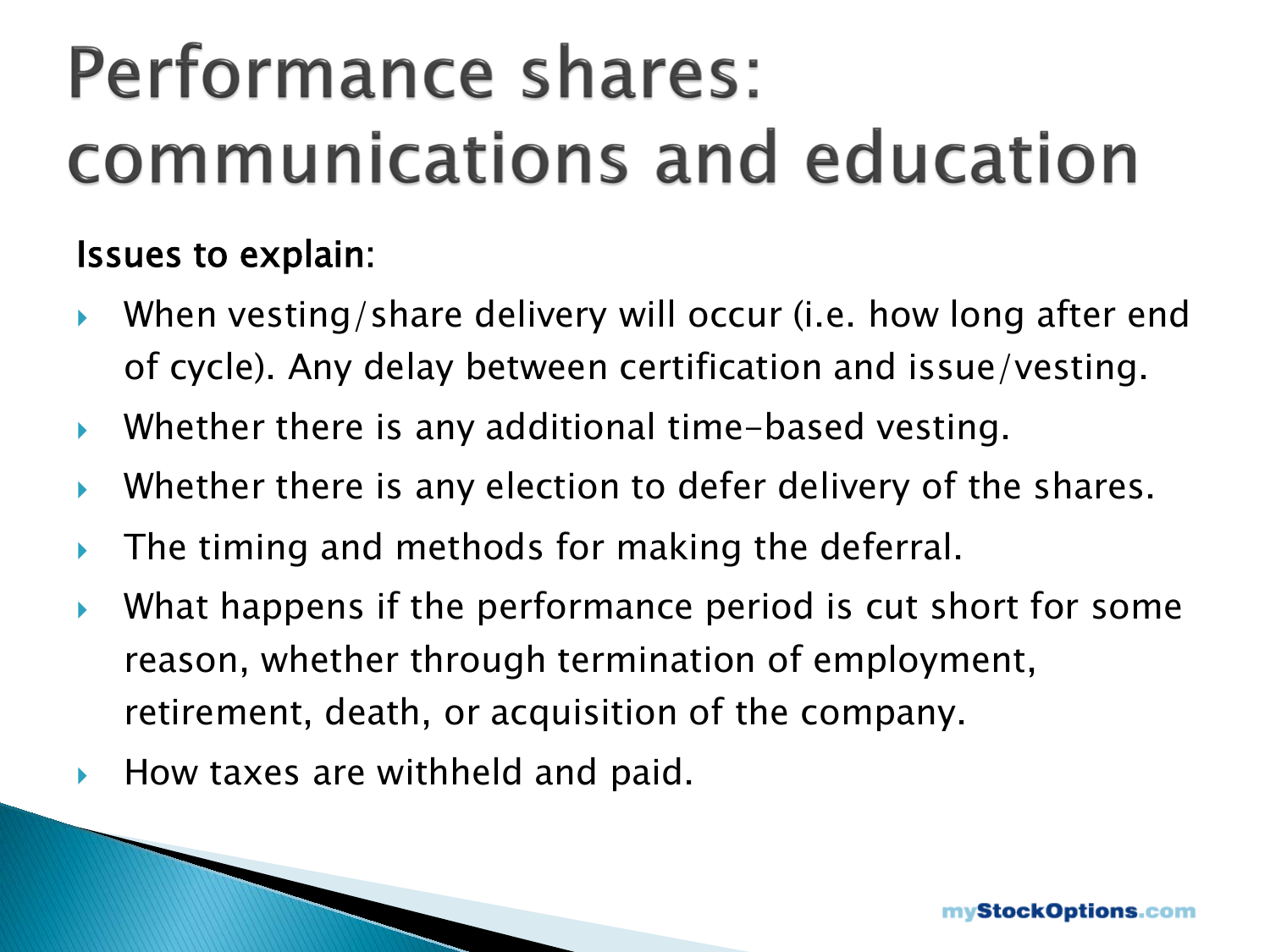# Performance shares: communications and education

Issues to explain:

- When vesting/share delivery will occur (i.e. how long after end of cycle). Any delay between certification and issue/vesting.
- Whether there is any additional time-based vesting.
- Whether there is any election to defer delivery of the shares.
- The timing and methods for making the deferral.
- What happens if the performance period is cut short for some reason, whether through termination of employment, retirement, death, or acquisition of the company.
- How taxes are withheld and paid.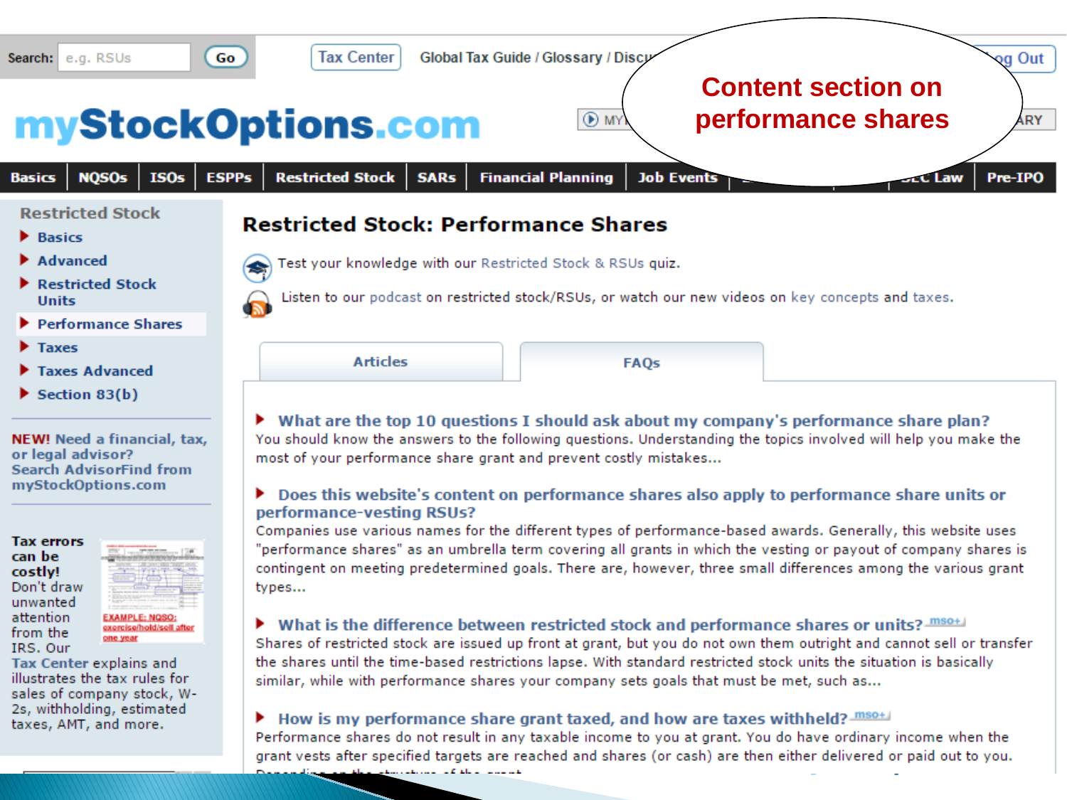Search: e.g. RSUs Go

Tax Center Global Tax Guide / Glossary / Discu... ...og Out

# myStockOptions.com

**Content section on performance shares**

Basics | NQSOs | ISOs | ESPPs | Restricted Stock | SARs | Financial Planning | Job Events | ... | SEC Law | Pre-IPO

**Restricted Stock**

- Basics
- Advanced
- Restricted Stock Units
- Performance Shares
- Taxes
- Taxes Advanced
- Section 83(b)

**NEW! Need a financial, tax, or legal advisor? Search AdvisorFind from myStockOptions.com**

**Tax errors can be costly!** Don't draw unwanted attention from the IRS. Our Tax Center explains and illustrates the tax rules for sales of company stock, W-2s, withholding, estimated taxes, AMT, and more.

EXAMPLE: NQSO: exercise/hold/sell after one year

## Restricted Stock: Performance Shares

Test your knowledge with our Restricted Stock & RSUs quiz.

Listen to our podcast on restricted stock/RSUs, or watch our new videos on key concepts and taxes.

Articles | FAQs

**What are the top 10 questions I should ask about my company's performance share plan?**
You should know the answers to the following questions. Understanding the topics involved will help you make the most of your performance share grant and prevent costly mistakes...

**Does this website's content on performance shares also apply to performance share units or performance-vesting RSUs?**
Companies use various names for the different types of performance-based awards. Generally, this website uses "performance shares" as an umbrella term covering all grants in which the vesting or payout of company shares is contingent on meeting predetermined goals. There are, however, three small differences among the various grant types...

**What is the difference between restricted stock and performance shares or units?** mso+
Shares of restricted stock are issued up front at grant, but you do not own them outright and cannot sell or transfer the shares until the time-based restrictions lapse. With standard restricted stock units the situation is basically similar, while with performance shares your company sets goals that must be met, such as...

**How is my performance share grant taxed, and how are taxes withheld?** mso+
Performance shares do not result in any taxable income to you at grant. You do have ordinary income when the grant vests after specified targets are reached and shares (or cash) are then either delivered or paid out to you.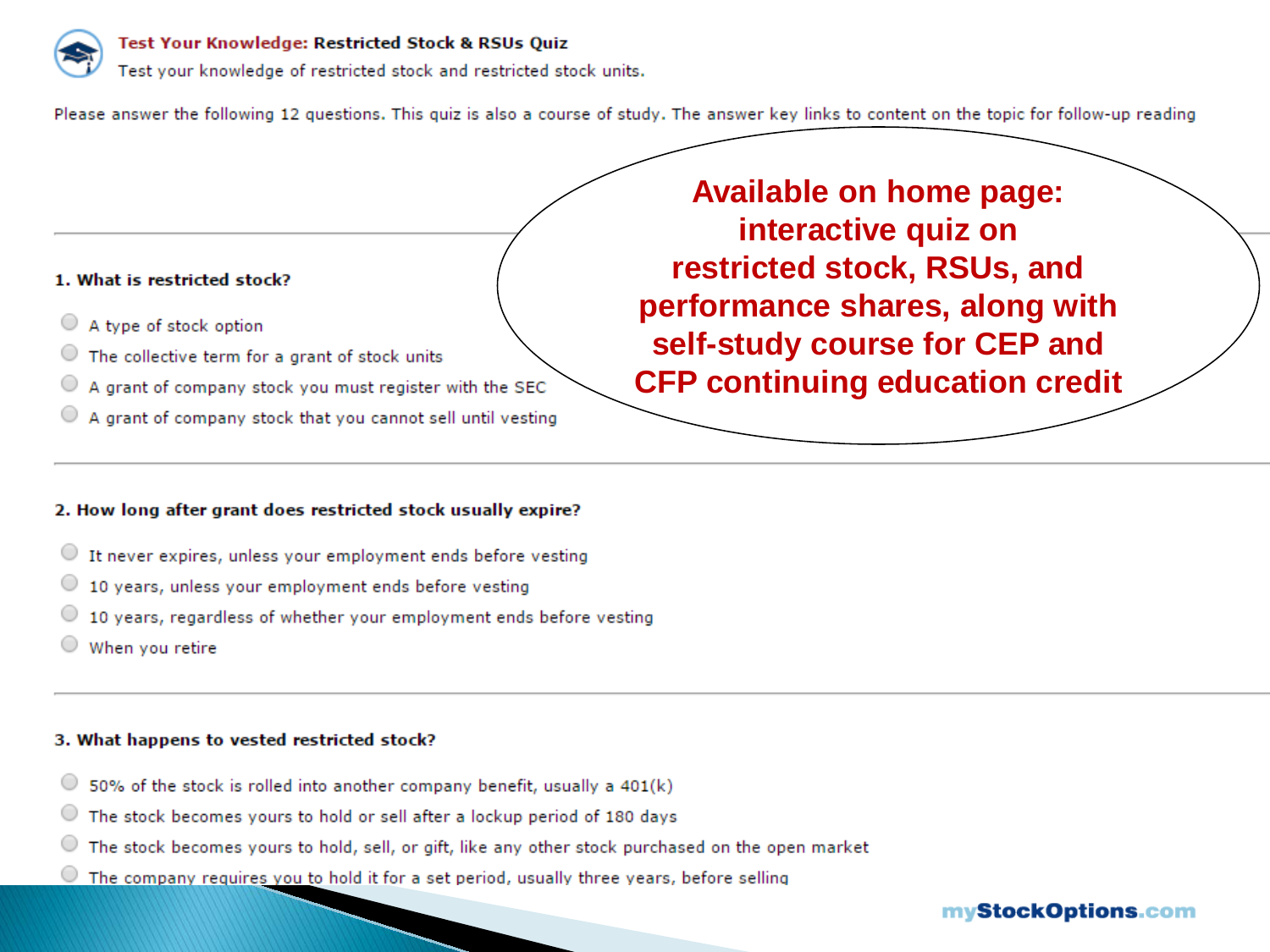**Test Your Knowledge: Restricted Stock & RSUs Quiz**

Test your knowledge of restricted stock and restricted stock units.

Please answer the following 12 questions. This quiz is also a course of study. The answer key links to content on the topic for follow-up reading

**Available on home page: interactive quiz on restricted stock, RSUs, and performance shares, along with self-study course for CEP and CFP continuing education credit**

**1. What is restricted stock?**

- A type of stock option
- The collective term for a grant of stock units
- A grant of company stock you must register with the SEC
- A grant of company stock that you cannot sell until vesting

**2. How long after grant does restricted stock usually expire?**

- It never expires, unless your employment ends before vesting
- 10 years, unless your employment ends before vesting
- 10 years, regardless of whether your employment ends before vesting
- When you retire

**3. What happens to vested restricted stock?**

- 50% of the stock is rolled into another company benefit, usually a 401(k)
- The stock becomes yours to hold or sell after a lockup period of 180 days
- The stock becomes yours to hold, sell, or gift, like any other stock purchased on the open market
- The company requires you to hold it for a set period, usually three years, before selling

myStockOptions.com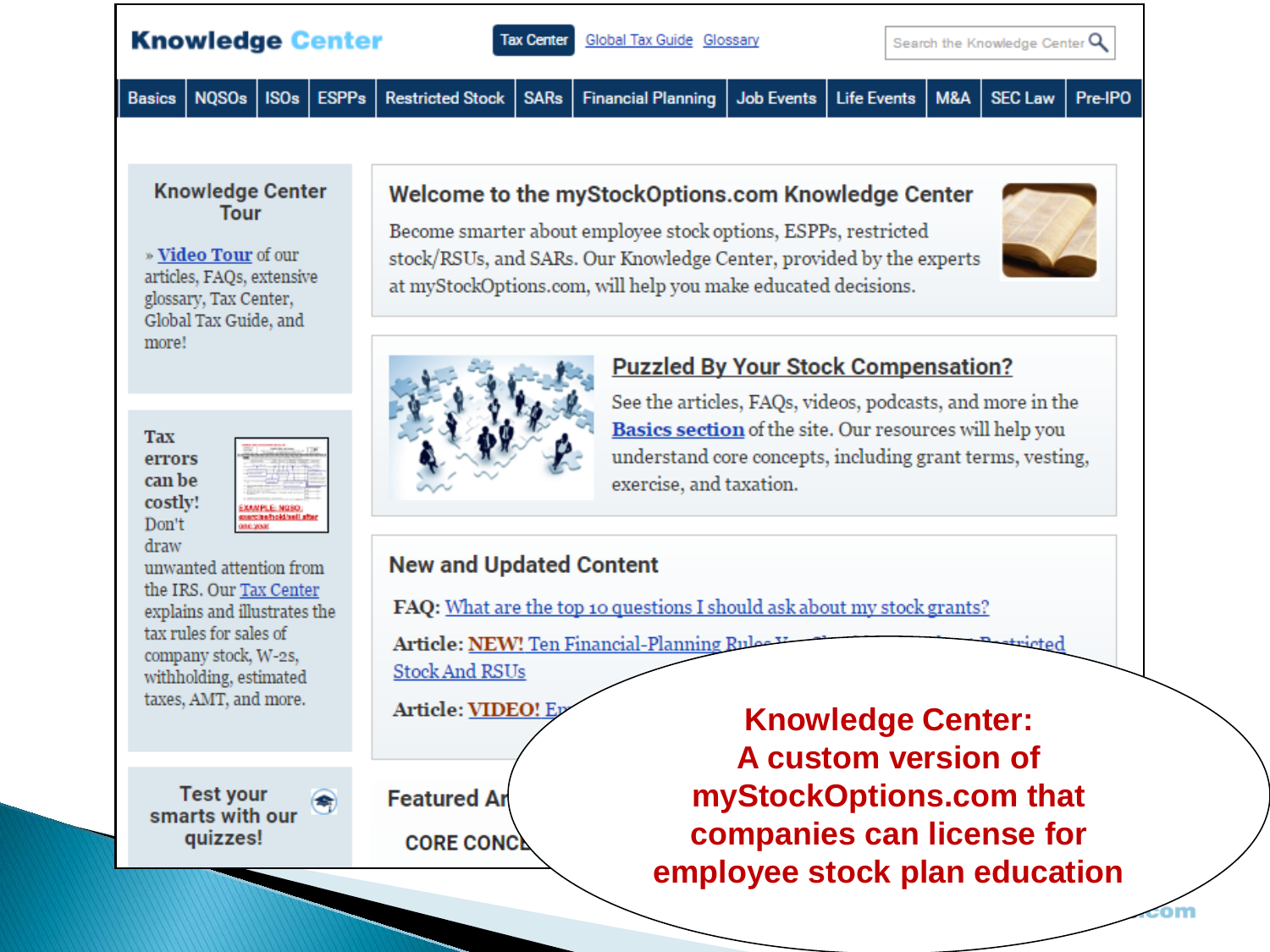# Knowledge Center

Tax Center | Global Tax Guide | Glossary

Search the Knowledge Center

Basics | NQSOs | ISOs | ESPPs | Restricted Stock | SARs | Financial Planning | Job Events | Life Events | M&A | SEC Law | Pre-IPO

## Knowledge Center Tour

» Video Tour of our articles, FAQs, extensive glossary, Tax Center, Global Tax Guide, and more!

**Tax errors can be costly!** Don't draw unwanted attention from the IRS. Our Tax Center explains and illustrates the tax rules for sales of company stock, W-2s, withholding, estimated taxes, AMT, and more.

EXAMPLE: NQSO exercise/hold/sell after one year

**Test your smarts with our quizzes!**

## Welcome to the myStockOptions.com Knowledge Center

Become smarter about employee stock options, ESPPs, restricted stock/RSUs, and SARs. Our Knowledge Center, provided by the experts at myStockOptions.com, will help you make educated decisions.

## Puzzled By Your Stock Compensation?

See the articles, FAQs, videos, podcasts, and more in the **Basics section** of the site. Our resources will help you understand core concepts, including grant terms, vesting, exercise, and taxation.

## New and Updated Content

**FAQ:** What are the top 10 questions I should ask about my stock grants?

**Article:** NEW! Ten Financial-Planning Rules Y... Restricted Stock And RSUs

**Article:** VIDEO! E...

## Featured Ar...

CORE CONC...

**Knowledge Center: A custom version of myStockOptions.com that companies can license for employee stock plan education**